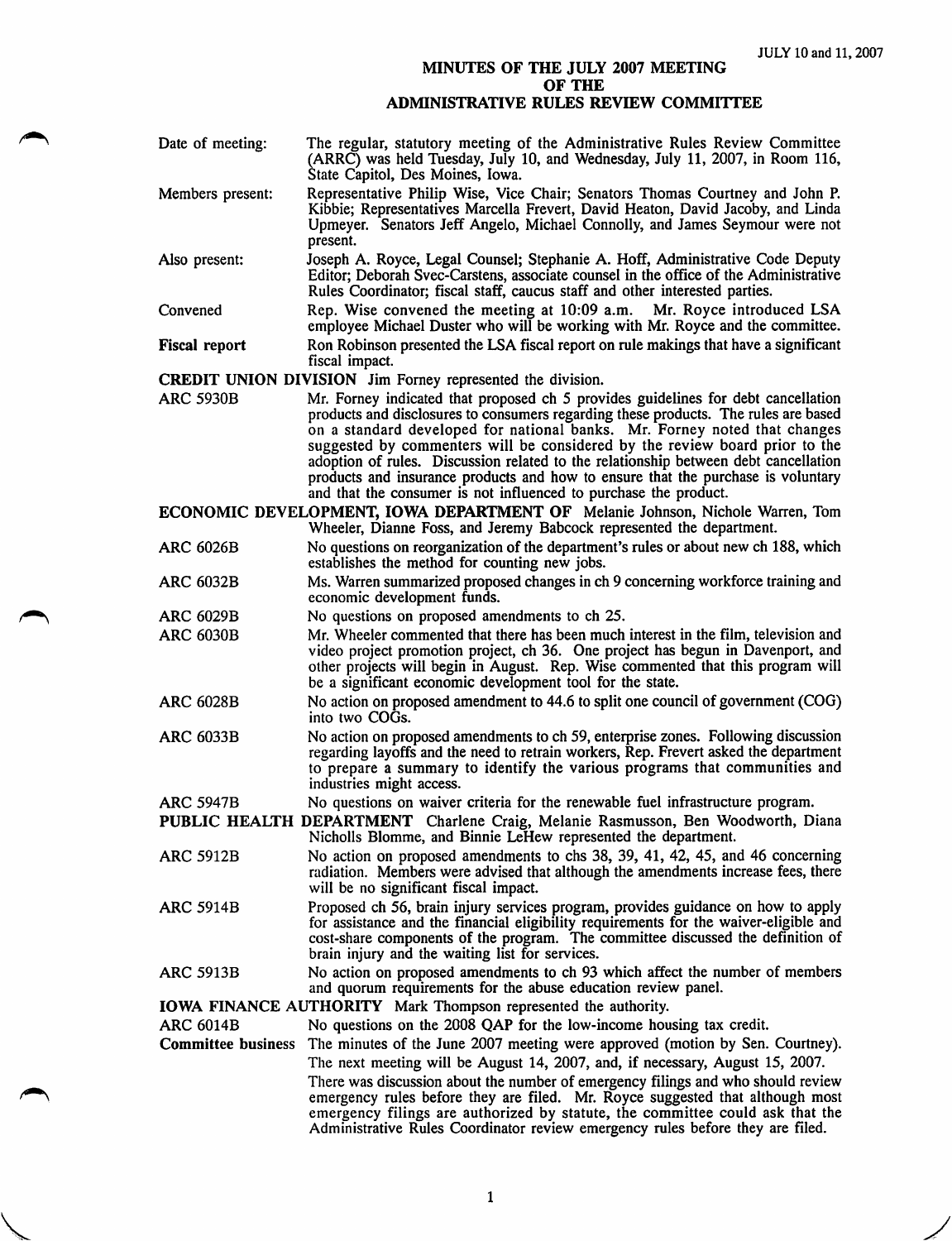JULY 10 and 11, 2007

# MINUTES OF THE JULY 2007 MEETING OF THE ADMINISTRATIVE RULES REVIEW COMMITTEE

**Date of meeting:** The regular, statutory meeting of the Administrative Rules Review Committee (ARRC) was held Tuesday, July 10, and Wednesday, July 11, 2007, in Room 116, State Capitol, Des Moines, Iowa.

**Members present:** Representative Philip Wise, Vice Chair; Senators Thomas Courtney and John P. Kibbie; Representatives Marcella Frevert, David Heaton, David Jacoby, and Linda Upmeyer. Senators Jeff Angelo, Michael Connolly, and James Seymour were not present.

**Also present:** Joseph A. Royce, Legal Counsel; Stephanie A. Hoff, Administrative Code Deputy Editor; Deborah Svec-Carstens, associate counsel in the office of the Administrative Rules Coordinator; fiscal staff, caucus staff and other interested parties.

**Convened** Rep. Wise convened the meeting at 10:09 a.m. Mr. Royce introduced LSA employee Michael Duster who will be working with Mr. Royce and the committee.

**Fiscal report** Ron Robinson presented the LSA fiscal report on rule makings that have a significant fiscal impact.

**CREDIT UNION DIVISION** Jim Forney represented the division.

**ARC 5930B** Mr. Forney indicated that proposed ch 5 provides guidelines for debt cancellation products and disclosures to consumers regarding these products. The rules are based on a standard developed for national banks. Mr. Forney noted that changes suggested by commenters will be considered by the review board prior to the adoption of rules. Discussion related to the relationship between debt cancellation products and insurance products and how to ensure that the purchase is voluntary and that the consumer is not influenced to purchase the product.

**ECONOMIC DEVELOPMENT, IOWA DEPARTMENT OF** Melanie Johnson, Nichole Warren, Tom Wheeler, Dianne Foss, and Jeremy Babcock represented the department.

**ARC 6026B** No questions on reorganization of the department's rules or about new ch 188, which establishes the method for counting new jobs.

**ARC 6032B** Ms. Warren summarized proposed changes in ch 9 concerning workforce training and economic development funds.

**ARC 6029B** No questions on proposed amendments to ch 25.

**ARC 6030B** Mr. Wheeler commented that there has been much interest in the film, television and video project promotion project, ch 36. One project has begun in Davenport, and other projects will begin in August. Rep. Wise commented that this program will be a significant economic development tool for the state.

**ARC 6028B** No action on proposed amendment to 44.6 to split one council of government (COG) into two COGs.

**ARC 6033B** No action on proposed amendments to ch 59, enterprise zones. Following discussion regarding layoffs and the need to retrain workers, Rep. Frevert asked the department to prepare a summary to identify the various programs that communities and industries might access.

**ARC 5947B** No questions on waiver criteria for the renewable fuel infrastructure program.

**PUBLIC HEALTH DEPARTMENT** Charlene Craig, Melanie Rasmusson, Ben Woodworth, Diana Nicholls Blomme, and Binnie LeHew represented the department.

**ARC 5912B** No action on proposed amendments to chs 38, 39, 41, 42, 45, and 46 concerning radiation. Members were advised that although the amendments increase fees, there will be no significant fiscal impact.

**ARC 5914B** Proposed ch 56, brain injury services program, provides guidance on how to apply for assistance and the financial eligibility requirements for the waiver-eligible and cost-share components of the program. The committee discussed the definition of brain injury and the waiting list for services.

**ARC 5913B** No action on proposed amendments to ch 93 which affect the number of members and quorum requirements for the abuse education review panel.

**IOWA FINANCE AUTHORITY** Mark Thompson represented the authority.

**ARC 6014B** No questions on the 2008 QAP for the low-income housing tax credit.

**Committee business** The minutes of the June 2007 meeting were approved (motion by Sen. Courtney).

The next meeting will be August 14, 2007, and, if necessary, August 15, 2007.

There was discussion about the number of emergency filings and who should review emergency rules before they are filed. Mr. Royce suggested that although most emergency filings are authorized by statute, the committee could ask that the Administrative Rules Coordinator review emergency rules before they are filed.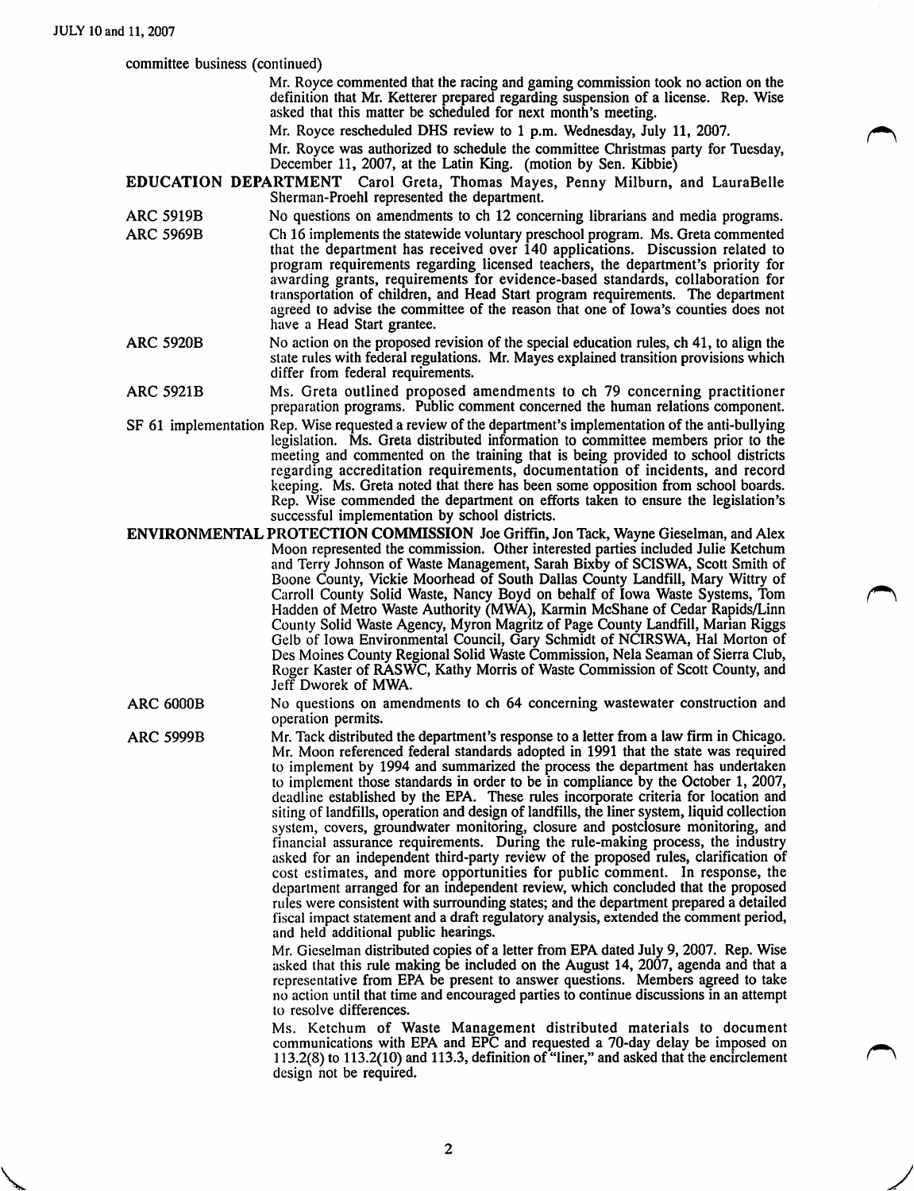committee business (continued)

Mr. Royce commented that the racing and gaming commission took no action on the definition that Mr. Ketterer prepared regarding suspension of a license. Rep. Wise asked that this matter be scheduled for next month's meeting.

Mr. Royce rescheduled DHS review to 1 p.m. Wednesday, July 11, 2007.

Mr. Royce was authorized to schedule the committee Christmas party for Tuesday, December 11, 2007, at the Latin King. (motion by Sen. Kibbie)

**EDUCATION DEPARTMENT** Carol Greta, Thomas Mayes, Penny Milburn, and LauraBelle Sherman-Proehl represented the department.

ARC 5919B — No questions on amendments to ch 12 concerning librarians and media programs.

ARC 5969B — Ch 16 implements the statewide voluntary preschool program. Ms. Greta commented that the department has received over 140 applications. Discussion related to program requirements regarding licensed teachers, the department's priority for awarding grants, requirements for evidence-based standards, collaboration for transportation of children, and Head Start program requirements. The department agreed to advise the committee of the reason that one of Iowa's counties does not have a Head Start grantee.

ARC 5920B — No action on the proposed revision of the special education rules, ch 41, to align the state rules with federal regulations. Mr. Mayes explained transition provisions which differ from federal requirements.

ARC 5921B — Ms. Greta outlined proposed amendments to ch 79 concerning practitioner preparation programs. Public comment concerned the human relations component.

SF 61 implementation — Rep. Wise requested a review of the department's implementation of the anti-bullying legislation. Ms. Greta distributed information to committee members prior to the meeting and commented on the training that is being provided to school districts regarding accreditation requirements, documentation of incidents, and record keeping. Ms. Greta noted that there has been some opposition from school boards. Rep. Wise commended the department on efforts taken to ensure the legislation's successful implementation by school districts.

**ENVIRONMENTAL PROTECTION COMMISSION** Joe Griffin, Jon Tack, Wayne Gieselman, and Alex Moon represented the commission. Other interested parties included Julie Ketchum and Terry Johnson of Waste Management, Sarah Bixby of SCISWA, Scott Smith of Boone County, Vickie Moorhead of South Dallas County Landfill, Mary Wittry of Carroll County Solid Waste, Nancy Boyd on behalf of Iowa Waste Systems, Tom Hadden of Metro Waste Authority (MWA), Karmin McShane of Cedar Rapids/Linn County Solid Waste Agency, Myron Magritz of Page County Landfill, Marian Riggs Gelb of Iowa Environmental Council, Gary Schmidt of NCIRSWA, Hal Morton of Des Moines County Regional Solid Waste Commission, Nela Seaman of Sierra Club, Roger Kaster of RASWC, Kathy Morris of Waste Commission of Scott County, and Jeff Dworek of MWA.

ARC 6000B — No questions on amendments to ch 64 concerning wastewater construction and operation permits.

ARC 5999B — Mr. Tack distributed the department's response to a letter from a law firm in Chicago. Mr. Moon referenced federal standards adopted in 1991 that the state was required to implement by 1994 and summarized the process the department has undertaken to implement those standards in order to be in compliance by the October 1, 2007, deadline established by the EPA. These rules incorporate criteria for location and siting of landfills, operation and design of landfills, the liner system, liquid collection system, covers, groundwater monitoring, closure and postclosure monitoring, and financial assurance requirements. During the rule-making process, the industry asked for an independent third-party review of the proposed rules, clarification of cost estimates, and more opportunities for public comment. In response, the department arranged for an independent review, which concluded that the proposed rules were consistent with surrounding states; and the department prepared a detailed fiscal impact statement and a draft regulatory analysis, extended the comment period, and held additional public hearings.

Mr. Gieselman distributed copies of a letter from EPA dated July 9, 2007. Rep. Wise asked that this rule making be included on the August 14, 2007, agenda and that a representative from EPA be present to answer questions. Members agreed to take no action until that time and encouraged parties to continue discussions in an attempt to resolve differences.

Ms. Ketchum of Waste Management distributed materials to document communications with EPA and EPC and requested a 70-day delay be imposed on 113.2(8) to 113.2(10) and 113.3, definition of "liner," and asked that the encirclement design not be required.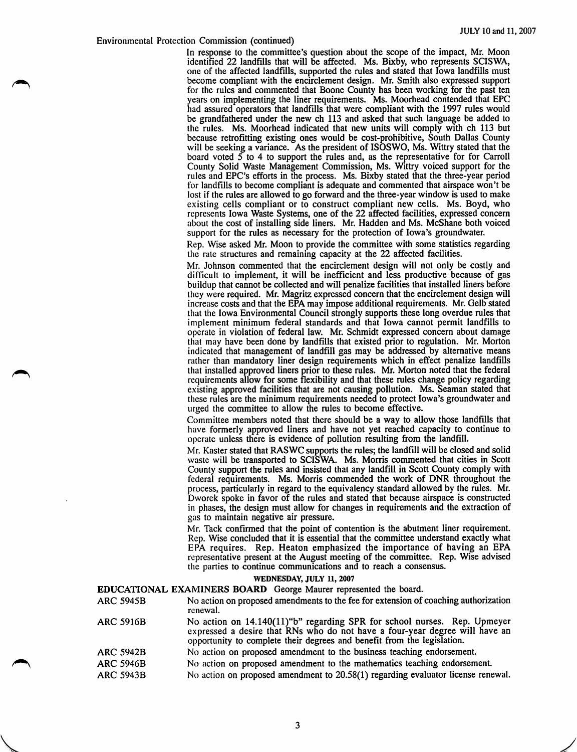Environmental Protection Commission (continued)

In response to the committee's question about the scope of the impact, Mr. Moon identified 22 landfills that will be affected. Ms. Bixby, who represents SCISWA, one of the affected landfills, supported the rules and stated that Iowa landfills must become compliant with the encirclement design. Mr. Smith also expressed support for the rules and commented that Boone County has been working for the past ten years on implementing the liner requirements. Ms. Moorhead contended that EPC had assured operators that landfills that were compliant with the 1997 rules would be grandfathered under the new ch 113 and asked that such language be added to the rules. Ms. Moorhead indicated that new units will comply with ch 113 but because retrofitting existing ones would be cost-prohibitive, South Dallas County will be seeking a variance. As the president of ISOSWO, Ms. Wittry stated that the board voted 5 to 4 to support the rules and, as the representative for for Carroll County Solid Waste Management Commission, Ms. Wittry voiced support for the rules and EPC's efforts in the process. Ms. Bixby stated that the three-year period for landfills to become compliant is adequate and commented that airspace won't be lost if the rules are allowed to go forward and the three-year window is used to make existing cells compliant or to construct compliant new cells. Ms. Boyd, who represents Iowa Waste Systems, one of the 22 affected facilities, expressed concern about the cost of installing side liners. Mr. Hadden and Ms. McShane both voiced support for the rules as necessary for the protection of Iowa's groundwater.

Rep. Wise asked Mr. Moon to provide the committee with some statistics regarding the rate structures and remaining capacity at the 22 affected facilities.

Mr. Johnson commented that the encirclement design will not only be costly and difficult to implement, it will be inefficient and less productive because of gas buildup that cannot be collected and will penalize facilities that installed liners before they were required. Mr. Magritz expressed concern that the encirclement design will increase costs and that the EPA may impose additional requirements. Mr. Gelb stated that the Iowa Environmental Council strongly supports these long overdue rules that implement minimum federal standards and that Iowa cannot permit landfills to operate in violation of federal law. Mr. Schmidt expressed concern about damage that may have been done by landfills that existed prior to regulation. Mr. Morton indicated that management of landfill gas may be addressed by alternative means rather than mandatory liner design requirements which in effect penalize landfills that installed approved liners prior to these rules. Mr. Morton noted that the federal requirements allow for some flexibility and that these rules change policy regarding existing approved facilities that are not causing pollution. Ms. Seaman stated that these rules are the minimum requirements needed to protect Iowa's groundwater and urged the committee to allow the rules to become effective.

Committee members noted that there should be a way to allow those landfills that have formerly approved liners and have not yet reached capacity to continue to operate unless there is evidence of pollution resulting from the landfill.

Mr. Kaster stated that RASWC supports the rules; the landfill will be closed and solid waste will be transported to SCISWA. Ms. Morris commented that cities in Scott County support the rules and insisted that any landfill in Scott County comply with federal requirements. Ms. Morris commended the work of DNR throughout the process, particularly in regard to the equivalency standard allowed by the rules. Mr. Dworek spoke in favor of the rules and stated that because airspace is constructed in phases, the design must allow for changes in requirements and the extraction of gas to maintain negative air pressure.

Mr. Tack confirmed that the point of contention is the abutment liner requirement. Rep. Wise concluded that it is essential that the committee understand exactly what EPA requires. Rep. Heaton emphasized the importance of having an EPA representative present at the August meeting of the committee. Rep. Wise advised the parties to continue communications and to reach a consensus.

**WEDNESDAY, JULY 11, 2007**

**EDUCATIONAL EXAMINERS BOARD** George Maurer represented the board.

ARC 5945B — No action on proposed amendments to the fee for extension of coaching authorization renewal.

ARC 5916B — No action on 14.140(11)"b" regarding SPR for school nurses. Rep. Upmeyer expressed a desire that RNs who do not have a four-year degree will have an opportunity to complete their degrees and benefit from the legislation.

ARC 5942B — No action on proposed amendment to the business teaching endorsement.

ARC 5946B — No action on proposed amendment to the mathematics teaching endorsement.

ARC 5943B — No action on proposed amendment to 20.58(1) regarding evaluator license renewal.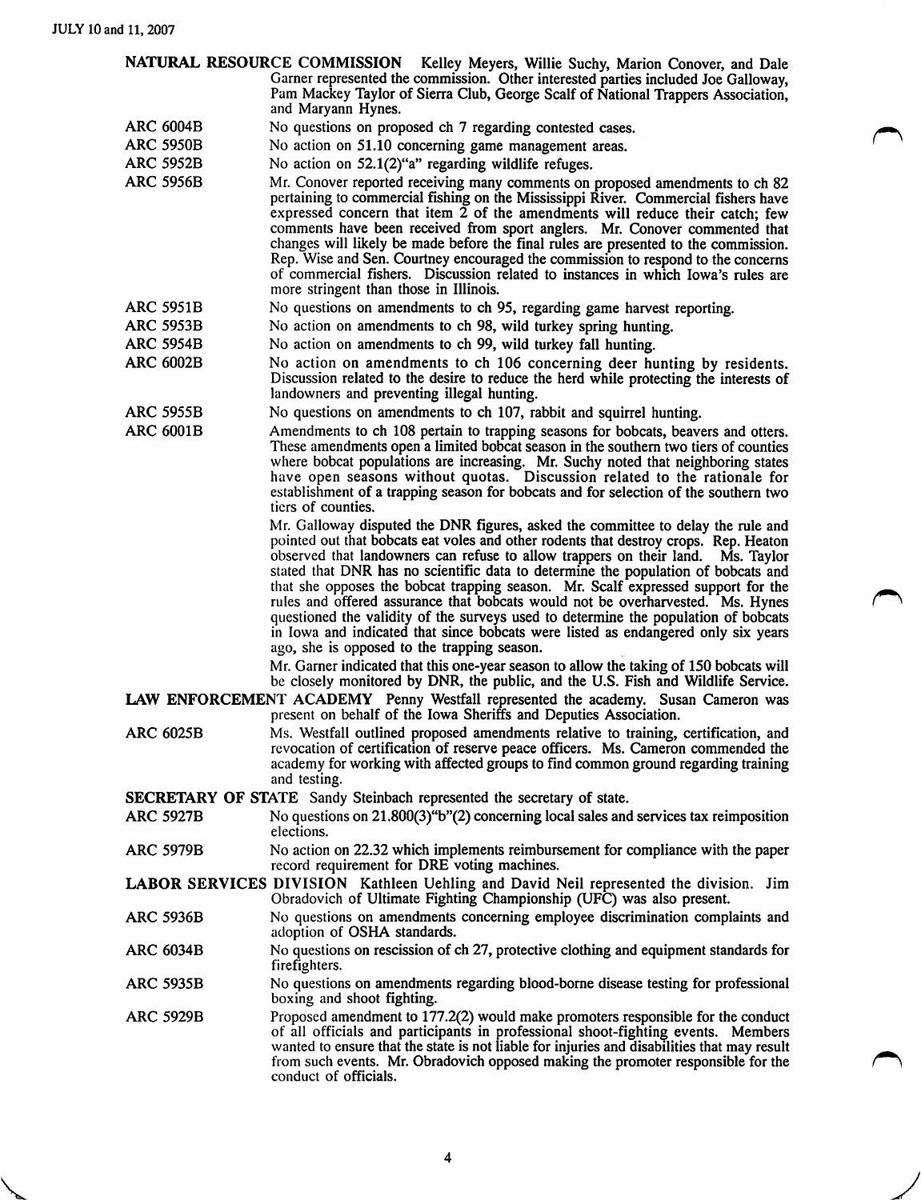**NATURAL RESOURCE COMMISSION** Kelley Meyers, Willie Suchy, Marion Conover, and Dale Garner represented the commission. Other interested parties included Joe Galloway, Pam Mackey Taylor of Sierra Club, George Scalf of National Trappers Association, and Maryann Hynes.

ARC 6004B — No questions on proposed ch 7 regarding contested cases.

ARC 5950B — No action on 51.10 concerning game management areas.

ARC 5952B — No action on 52.1(2)"a" regarding wildlife refuges.

ARC 5956B — Mr. Conover reported receiving many comments on proposed amendments to ch 82 pertaining to commercial fishing on the Mississippi River. Commercial fishers have expressed concern that item 2 of the amendments will reduce their catch; few comments have been received from sport anglers. Mr. Conover commented that changes will likely be made before the final rules are presented to the commission. Rep. Wise and Sen. Courtney encouraged the commission to respond to the concerns of commercial fishers. Discussion related to instances in which Iowa's rules are more stringent than those in Illinois.

ARC 5951B — No questions on amendments to ch 95, regarding game harvest reporting.

ARC 5953B — No action on amendments to ch 98, wild turkey spring hunting.

ARC 5954B — No action on amendments to ch 99, wild turkey fall hunting.

ARC 6002B — No action on amendments to ch 106 concerning deer hunting by residents. Discussion related to the desire to reduce the herd while protecting the interests of landowners and preventing illegal hunting.

ARC 5955B — No questions on amendments to ch 107, rabbit and squirrel hunting.

ARC 6001B — Amendments to ch 108 pertain to trapping seasons for bobcats, beavers and otters. These amendments open a limited bobcat season in the southern two tiers of counties where bobcat populations are increasing. Mr. Suchy noted that neighboring states have open seasons without quotas. Discussion related to the rationale for establishment of a trapping season for bobcats and for selection of the southern two tiers of counties.

Mr. Galloway disputed the DNR figures, asked the committee to delay the rule and pointed out that bobcats eat voles and other rodents that destroy crops. Rep. Heaton observed that landowners can refuse to allow trappers on their land. Ms. Taylor stated that DNR has no scientific data to determine the population of bobcats and that she opposes the bobcat trapping season. Mr. Scalf expressed support for the rules and offered assurance that bobcats would not be overharvested. Ms. Hynes questioned the validity of the surveys used to determine the population of bobcats in Iowa and indicated that since bobcats were listed as endangered only six years ago, she is opposed to the trapping season.

Mr. Garner indicated that this one-year season to allow the taking of 150 bobcats will be closely monitored by DNR, the public, and the U.S. Fish and Wildlife Service.

**LAW ENFORCEMENT ACADEMY** Penny Westfall represented the academy. Susan Cameron was present on behalf of the Iowa Sheriffs and Deputies Association.

ARC 6025B — Ms. Westfall outlined proposed amendments relative to training, certification, and revocation of certification of reserve peace officers. Ms. Cameron commended the academy for working with affected groups to find common ground regarding training and testing.

**SECRETARY OF STATE** Sandy Steinbach represented the secretary of state.

ARC 5927B — No questions on 21.800(3)"b"(2) concerning local sales and services tax reimposition elections.

ARC 5979B — No action on 22.32 which implements reimbursement for compliance with the paper record requirement for DRE voting machines.

**LABOR SERVICES DIVISION** Kathleen Uehling and David Neil represented the division. Jim Obradovich of Ultimate Fighting Championship (UFC) was also present.

ARC 5936B — No questions on amendments concerning employee discrimination complaints and adoption of OSHA standards.

ARC 6034B — No questions on rescission of ch 27, protective clothing and equipment standards for firefighters.

ARC 5935B — No questions on amendments regarding blood-borne disease testing for professional boxing and shoot fighting.

ARC 5929B — Proposed amendment to 177.2(2) would make promoters responsible for the conduct of all officials and participants in professional shoot-fighting events. Members wanted to ensure that the state is not liable for injuries and disabilities that may result from such events. Mr. Obradovich opposed making the promoter responsible for the conduct of officials.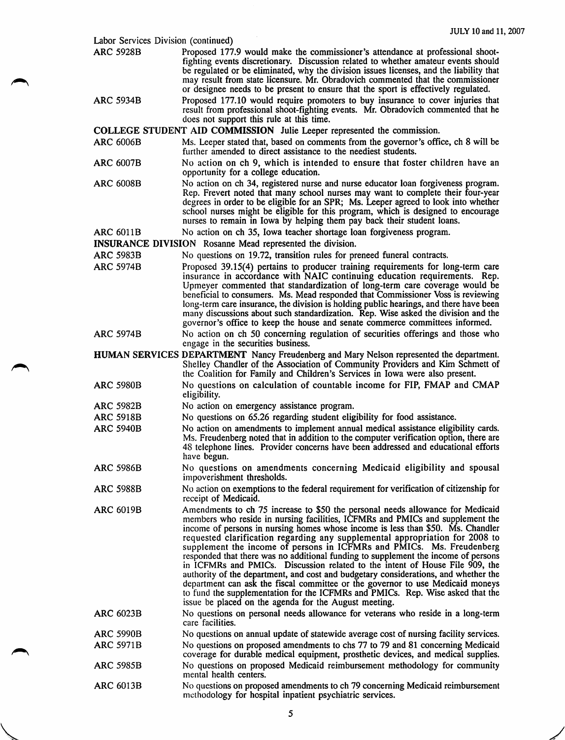Labor Services Division (continued)

| | |
|---|---|
| ARC 5928B | Proposed 177.9 would make the commissioner's attendance at professional shoot-fighting events discretionary. Discussion related to whether amateur events should be regulated or be eliminated, why the division issues licenses, and the liability that may result from state licensure. Mr. Obradovich commented that the commissioner or designee needs to be present to ensure that the sport is effectively regulated. |
| ARC 5934B | Proposed 177.10 would require promoters to buy insurance to cover injuries that result from professional shoot-fighting events. Mr. Obradovich commented that he does not support this rule at this time. |

**COLLEGE STUDENT AID COMMISSION** Julie Leeper represented the commission.

| | |
|---|---|
| ARC 6006B | Ms. Leeper stated that, based on comments from the governor's office, ch 8 will be further amended to direct assistance to the neediest students. |
| ARC 6007B | No action on ch 9, which is intended to ensure that foster children have an opportunity for a college education. |
| ARC 6008B | No action on ch 34, registered nurse and nurse educator loan forgiveness program. Rep. Frevert noted that many school nurses may want to complete their four-year degrees in order to be eligible for an SPR; Ms. Leeper agreed to look into whether school nurses might be eligible for this program, which is designed to encourage nurses to remain in Iowa by helping them pay back their student loans. |
| ARC 6011B | No action on ch 35, Iowa teacher shortage loan forgiveness program. |

**INSURANCE DIVISION** Rosanne Mead represented the division.

| | |
|---|---|
| ARC 5983B | No questions on 19.72, transition rules for preneed funeral contracts. |
| ARC 5974B | Proposed 39.15(4) pertains to producer training requirements for long-term care insurance in accordance with NAIC continuing education requirements. Rep. Upmeyer commented that standardization of long-term care coverage would be beneficial to consumers. Ms. Mead responded that Commissioner Voss is reviewing long-term care insurance, the division is holding public hearings, and there have been many discussions about such standardization. Rep. Wise asked the division and the governor's office to keep the house and senate commerce committees informed. |
| ARC 5974B | No action on ch 50 concerning regulation of securities offerings and those who engage in the securities business. |

**HUMAN SERVICES DEPARTMENT** Nancy Freudenberg and Mary Nelson represented the department. Shelley Chandler of the Association of Community Providers and Kim Schmett of the Coalition for Family and Children's Services in Iowa were also present.

| | |
|---|---|
| ARC 5980B | No questions on calculation of countable income for FIP, FMAP and CMAP eligibility. |
| ARC 5982B | No action on emergency assistance program. |
| ARC 5918B | No questions on 65.26 regarding student eligibility for food assistance. |
| ARC 5940B | No action on amendments to implement annual medical assistance eligibility cards. Ms. Freudenberg noted that in addition to the computer verification option, there are 48 telephone lines. Provider concerns have been addressed and educational efforts have begun. |
| ARC 5986B | No questions on amendments concerning Medicaid eligibility and spousal impoverishment thresholds. |
| ARC 5988B | No action on exemptions to the federal requirement for verification of citizenship for receipt of Medicaid. |
| ARC 6019B | Amendments to ch 75 increase to \$50 the personal needs allowance for Medicaid members who reside in nursing facilities, ICFMRs and PMICs and supplement the income of persons in nursing homes whose income is less than \$50. Ms. Chandler requested clarification regarding any supplemental appropriation for 2008 to supplement the income of persons in ICFMRs and PMICs. Ms. Freudenberg responded that there was no additional funding to supplement the income of persons in ICFMRs and PMICs. Discussion related to the intent of House File 909, the authority of the department, and cost and budgetary considerations, and whether the department can ask the fiscal committee or the governor to use Medicaid moneys to fund the supplementation for the ICFMRs and PMICs. Rep. Wise asked that the issue be placed on the agenda for the August meeting. |
| ARC 6023B | No questions on personal needs allowance for veterans who reside in a long-term care facilities. |
| ARC 5990B | No questions on annual update of statewide average cost of nursing facility services. |
| ARC 5971B | No questions on proposed amendments to chs 77 to 79 and 81 concerning Medicaid coverage for durable medical equipment, prosthetic devices, and medical supplies. |
| ARC 5985B | No questions on proposed Medicaid reimbursement methodology for community mental health centers. |
| ARC 6013B | No questions on proposed amendments to ch 79 concerning Medicaid reimbursement methodology for hospital inpatient psychiatric services. |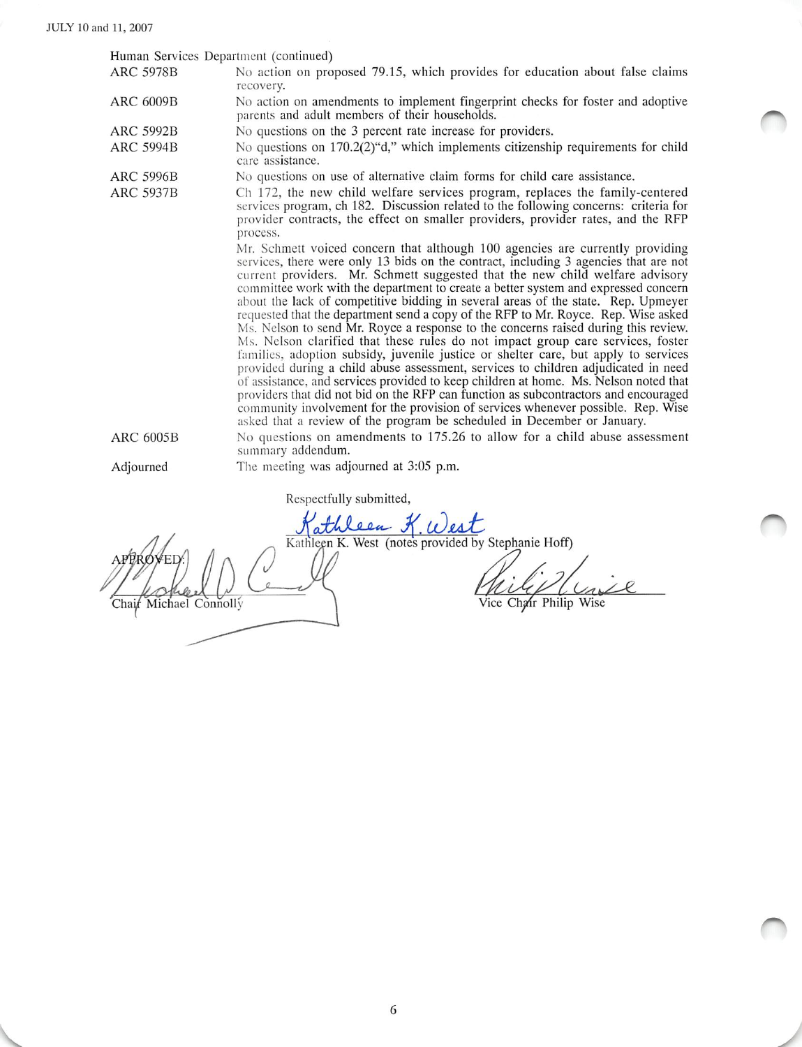Human Services Department (continued)

| | |
|---|---|
| ARC 5978B | No action on proposed 79.15, which provides for education about false claims recovery. |
| ARC 6009B | No action on amendments to implement fingerprint checks for foster and adoptive parents and adult members of their households. |
| ARC 5992B | No questions on the 3 percent rate increase for providers. |
| ARC 5994B | No questions on 170.2(2)"d," which implements citizenship requirements for child care assistance. |
| ARC 5996B | No questions on use of alternative claim forms for child care assistance. |
| ARC 5937B | Ch 172, the new child welfare services program, replaces the family-centered services program, ch 182. Discussion related to the following concerns: criteria for provider contracts, the effect on smaller providers, provider rates, and the RFP process. |
| | Mr. Schmett voiced concern that although 100 agencies are currently providing services, there were only 13 bids on the contract, including 3 agencies that are not current providers. Mr. Schmett suggested that the new child welfare advisory committee work with the department to create a better system and expressed concern about the lack of competitive bidding in several areas of the state. Rep. Upmeyer requested that the department send a copy of the RFP to Mr. Royce. Rep. Wise asked Ms. Nelson to send Mr. Royce a response to the concerns raised during this review. Ms. Nelson clarified that these rules do not impact group care services, foster families, adoption subsidy, juvenile justice or shelter care, but apply to services provided during a child abuse assessment, services to children adjudicated in need of assistance, and services provided to keep children at home. Ms. Nelson noted that providers that did not bid on the RFP can function as subcontractors and encouraged community involvement for the provision of services whenever possible. Rep. Wise asked that a review of the program be scheduled in December or January. |
| ARC 6005B | No questions on amendments to 175.26 to allow for a child abuse assessment summary addendum. |
| Adjourned | The meeting was adjourned at 3:05 p.m. |

Respectfully submitted,

Kathleen K. West

Kathleen K. West (notes provided by Stephanie Hoff)

APPROVED:

Chair Michael Connolly

Vice Chair Philip Wise